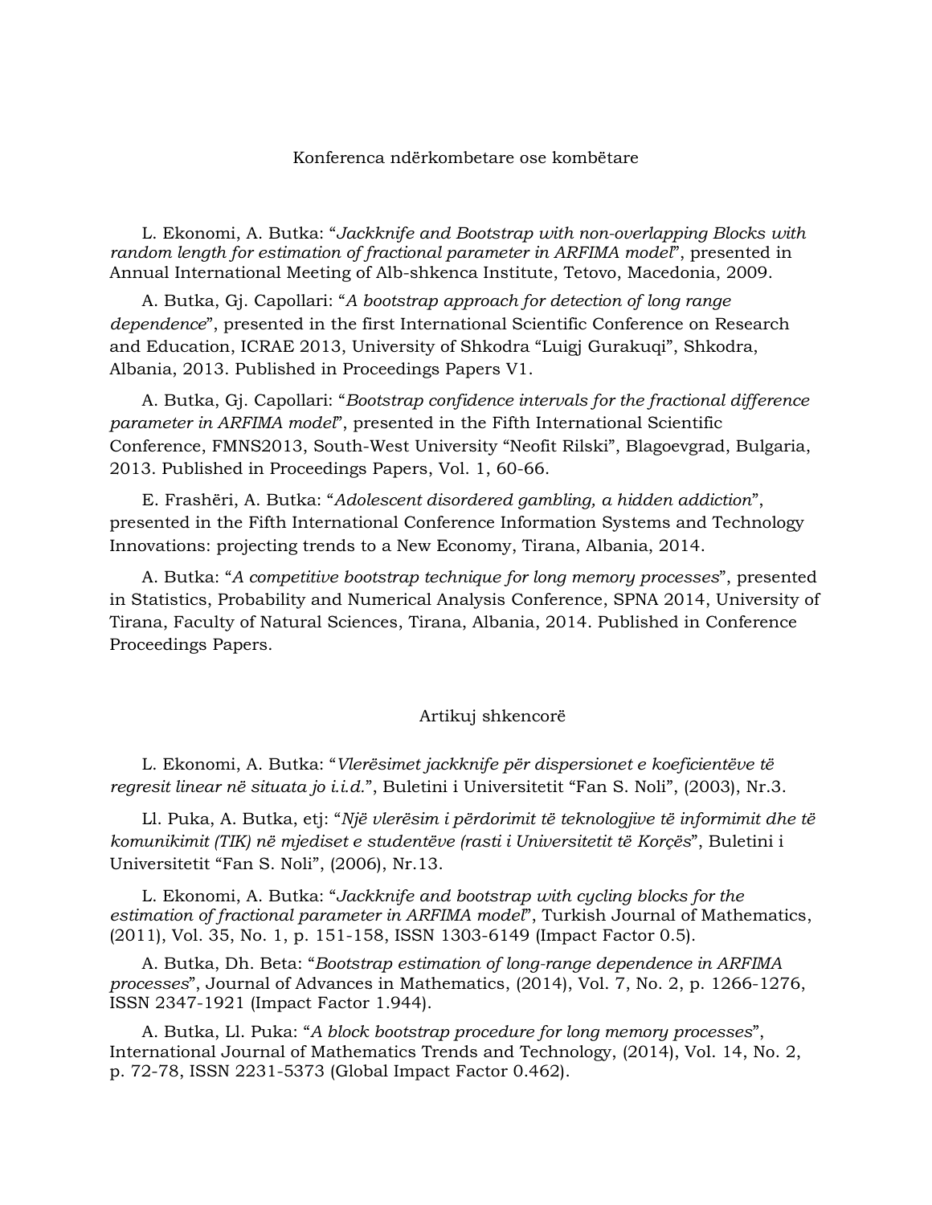## Konferenca ndërkombetare ose kombëtare

L. Ekonomi, A. Butka: "*Jackknife and Bootstrap with non-overlapping Blocks with random length for estimation of fractional parameter in ARFIMA model*", presented in Annual International Meeting of Alb-shkenca Institute, Tetovo, Macedonia, 2009.

A. Butka, Gj. Capollari: "*A bootstrap approach for detection of long range dependence*", presented in the first International Scientific Conference on Research and Education, ICRAE 2013, University of Shkodra "Luigj Gurakuqi", Shkodra, Albania, 2013. Published in Proceedings Papers V1.

A. Butka, Gj. Capollari: "*Bootstrap confidence intervals for the fractional difference parameter in ARFIMA model*", presented in the Fifth International Scientific Conference, FMNS2013, South-West University "Neofit Rilski", Blagoevgrad, Bulgaria, 2013. Published in Proceedings Papers, Vol. 1, 60-66.

E. Frashëri, A. Butka: "*Adolescent disordered gambling, a hidden addiction*", presented in the Fifth International Conference Information Systems and Technology Innovations: projecting trends to a New Economy, Tirana, Albania, 2014.

A. Butka: "*A competitive bootstrap technique for long memory processes*", presented in Statistics, Probability and Numerical Analysis Conference, SPNA 2014, University of Tirana, Faculty of Natural Sciences, Tirana, Albania, 2014. Published in Conference Proceedings Papers.

## Artikuj shkencorë

L. Ekonomi, A. Butka: "*Vlerësimet jackknife për dispersionet e koeficientëve të regresit linear në situata jo i.i.d.*", Buletini i Universitetit "Fan S. Noli", (2003), Nr.3.

Ll. Puka, A. Butka, etj: "*Një vlerësim i përdorimit të teknologjive të informimit dhe të komunikimit (TIK) në mjediset e studentëve (rasti i Universitetit të Korçës*", Buletini i Universitetit "Fan S. Noli", (2006), Nr.13.

L. Ekonomi, A. Butka: "*Jackknife and bootstrap with cycling blocks for the estimation of fractional parameter in ARFIMA model*", Turkish Journal of Mathematics, (2011), Vol. 35, No. 1, p. 151-158, ISSN 1303-6149 (Impact Factor 0.5).

A. Butka, Dh. Beta: "*Bootstrap estimation of long-range dependence in ARFIMA processes*", Journal of Advances in Mathematics, (2014), Vol. 7, No. 2, p. 1266-1276, ISSN 2347-1921 (Impact Factor 1.944).

A. Butka, Ll. Puka: "*A block bootstrap procedure for long memory processes*", International Journal of Mathematics Trends and Technology, (2014), Vol. 14, No. 2, p. 72-78, ISSN 2231-5373 (Global Impact Factor 0.462).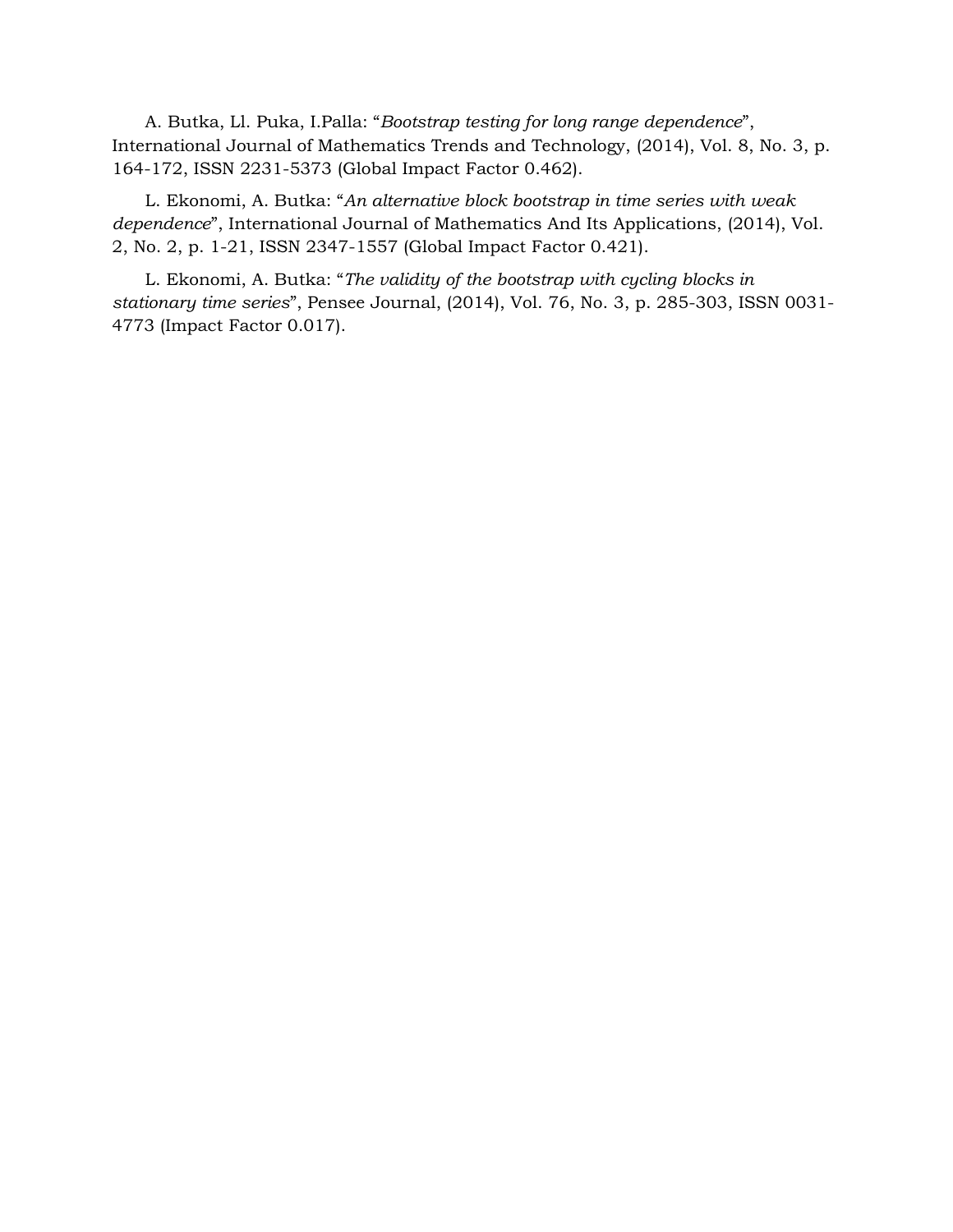A. Butka, Ll. Puka, I.Palla: "*Bootstrap testing for long range dependence*", International Journal of Mathematics Trends and Technology, (2014), Vol. 8, No. 3, p. 164-172, ISSN 2231-5373 (Global Impact Factor 0.462).

L. Ekonomi, A. Butka: "*An alternative block bootstrap in time series with weak dependence*", International Journal of Mathematics And Its Applications, (2014), Vol. 2, No. 2, p. 1-21, ISSN 2347-1557 (Global Impact Factor 0.421).

L. Ekonomi, A. Butka: "*The validity of the bootstrap with cycling blocks in stationary time series*", Pensee Journal, (2014), Vol. 76, No. 3, p. 285-303, ISSN 0031-4773 (Impact Factor 0.017).